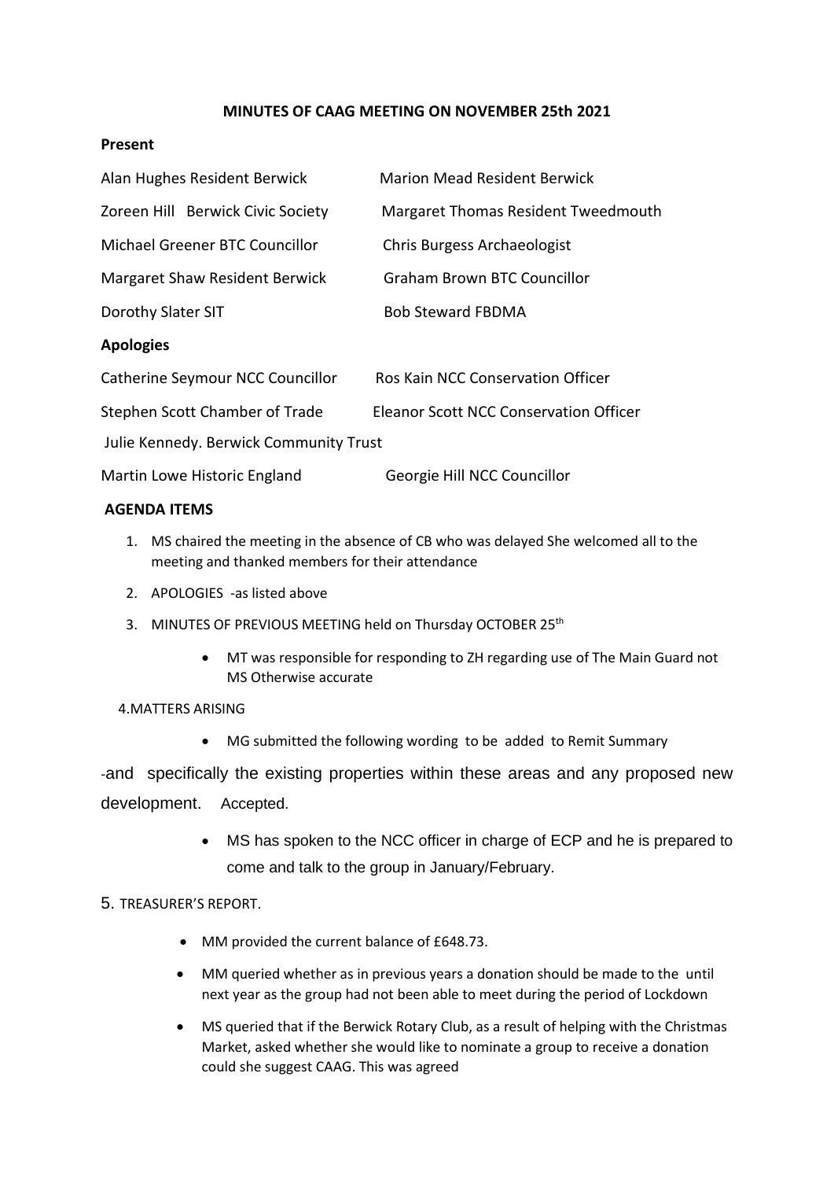**MINUTES OF CAAG MEETING ON NOVEMBER 25th 2021**

**Present**

| | |
|---|---|
| Alan Hughes Resident Berwick | Marion Mead Resident Berwick |
| Zoreen Hill Berwick Civic Society | Margaret Thomas Resident Tweedmouth |
| Michael Greener BTC Councillor | Chris Burgess Archaeologist |
| Margaret Shaw Resident Berwick | Graham Brown BTC Councillor |
| Dorothy Slater SIT | Bob Steward FBDMA |

**Apologies**

| | |
|---|---|
| Catherine Seymour NCC Councillor | Ros Kain NCC Conservation Officer |
| Stephen Scott Chamber of Trade | Eleanor Scott NCC Conservation Officer |
| Julie Kennedy. Berwick Community Trust | |
| Martin Lowe Historic England | Georgie Hill NCC Councillor |

**AGENDA ITEMS**

1. MS chaired the meeting in the absence of CB who was delayed She welcomed all to the meeting and thanked members for their attendance
2. APOLOGIES -as listed above
3. MINUTES OF PREVIOUS MEETING held on Thursday OCTOBER 25th
    - MT was responsible for responding to ZH regarding use of The Main Guard not MS Otherwise accurate

4.MATTERS ARISING

- MG submitted the following wording to be added to Remit Summary

-and specifically the existing properties within these areas and any proposed new development. Accepted.

- MS has spoken to the NCC officer in charge of ECP and he is prepared to come and talk to the group in January/February.

5. TREASURER'S REPORT.

- MM provided the current balance of £648.73.
- MM queried whether as in previous years a donation should be made to the until next year as the group had not been able to meet during the period of Lockdown
- MS queried that if the Berwick Rotary Club, as a result of helping with the Christmas Market, asked whether she would like to nominate a group to receive a donation could she suggest CAAG. This was agreed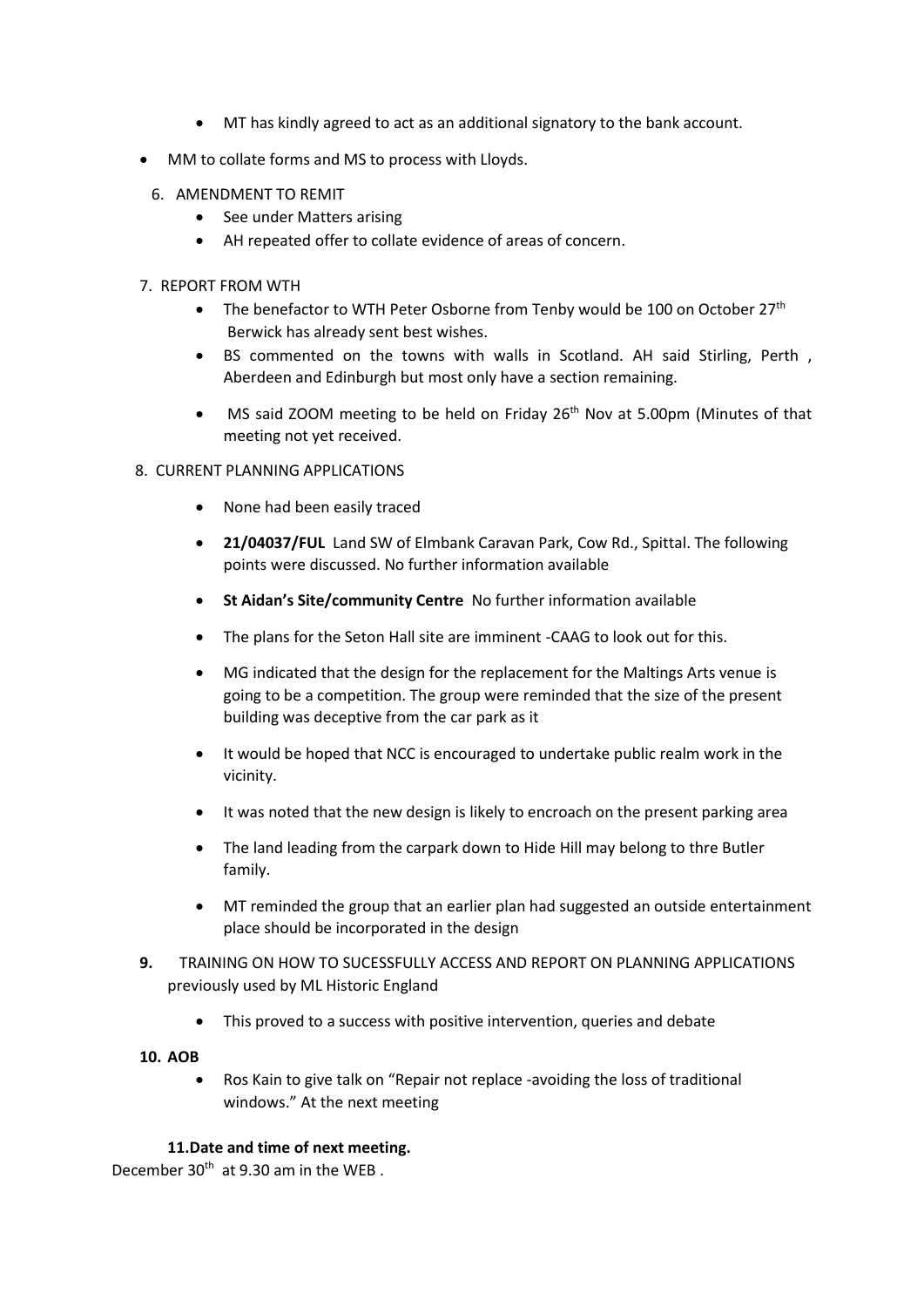- MT has kindly agreed to act as an additional signatory to the bank account.

- MM to collate forms and MS to process with Lloyds.

6. AMENDMENT TO REMIT
   - See under Matters arising
   - AH repeated offer to collate evidence of areas of concern.

7. REPORT FROM WTH
   - The benefactor to WTH Peter Osborne from Tenby would be 100 on October 27th Berwick has already sent best wishes.
   - BS commented on the towns with walls in Scotland. AH said Stirling, Perth , Aberdeen and Edinburgh but most only have a section remaining.
   - MS said ZOOM meeting to be held on Friday 26th Nov at 5.00pm (Minutes of that meeting not yet received.

8. CURRENT PLANNING APPLICATIONS
   - None had been easily traced
   - **21/04037/FUL** Land SW of Elmbank Caravan Park, Cow Rd., Spittal. The following points were discussed. No further information available
   - **St Aidan's Site/community Centre** No further information available
   - The plans for the Seton Hall site are imminent -CAAG to look out for this.
   - MG indicated that the design for the replacement for the Maltings Arts venue is going to be a competition. The group were reminded that the size of the present building was deceptive from the car park as it
   - It would be hoped that NCC is encouraged to undertake public realm work in the vicinity.
   - It was noted that the new design is likely to encroach on the present parking area
   - The land leading from the carpark down to Hide Hill may belong to thre Butler family.
   - MT reminded the group that an earlier plan had suggested an outside entertainment place should be incorporated in the design

**9.** TRAINING ON HOW TO SUCESSFULLY ACCESS AND REPORT ON PLANNING APPLICATIONS previously used by ML Historic England

- This proved to a success with positive intervention, queries and debate

**10. AOB**

- Ros Kain to give talk on "Repair not replace -avoiding the loss of traditional windows." At the next meeting

**11.Date and time of next meeting.**

December 30th at 9.30 am in the WEB .